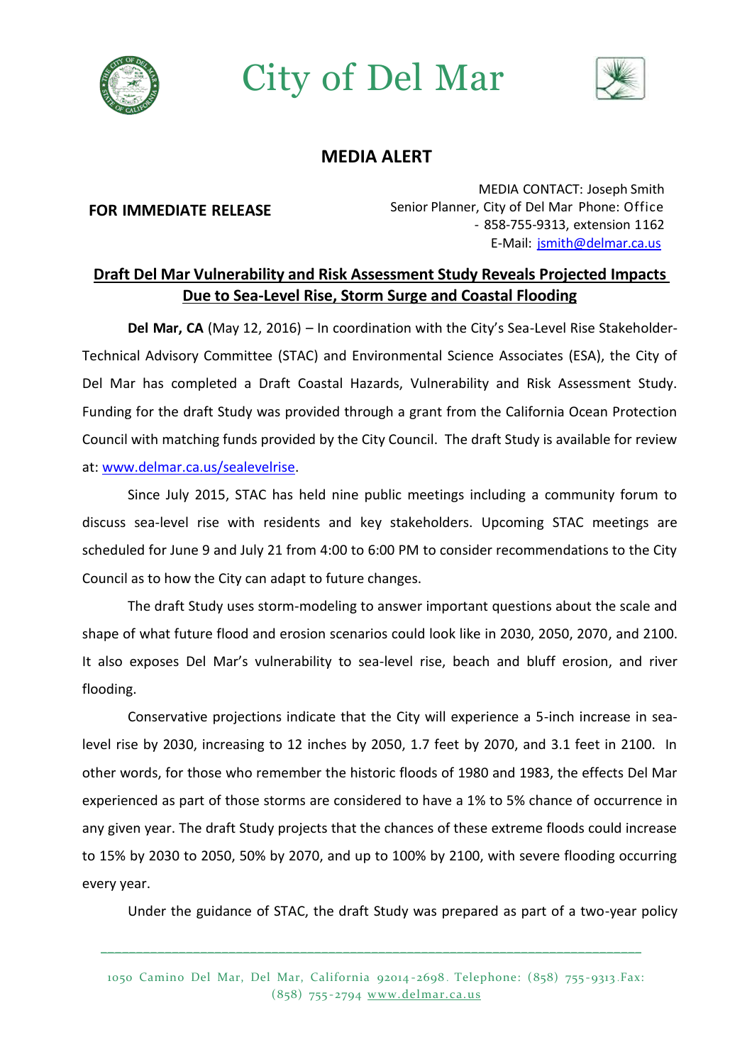City of Del Mar

## MEDIA ALERT

**FOR IMMEDIATE RELEASE**

MEDIA CONTACT: Joseph Smith
Senior Planner, City of Del Mar Phone: Office - 858-755-9313, extension 1162
E-Mail: jsmith@delmar.ca.us

# Draft Del Mar Vulnerability and Risk Assessment Study Reveals Projected Impacts Due to Sea-Level Rise, Storm Surge and Coastal Flooding

**Del Mar, CA** (May 12, 2016) – In coordination with the City's Sea-Level Rise Stakeholder-Technical Advisory Committee (STAC) and Environmental Science Associates (ESA), the City of Del Mar has completed a Draft Coastal Hazards, Vulnerability and Risk Assessment Study. Funding for the draft Study was provided through a grant from the California Ocean Protection Council with matching funds provided by the City Council. The draft Study is available for review at: www.delmar.ca.us/sealevelrise.

Since July 2015, STAC has held nine public meetings including a community forum to discuss sea-level rise with residents and key stakeholders. Upcoming STAC meetings are scheduled for June 9 and July 21 from 4:00 to 6:00 PM to consider recommendations to the City Council as to how the City can adapt to future changes.

The draft Study uses storm-modeling to answer important questions about the scale and shape of what future flood and erosion scenarios could look like in 2030, 2050, 2070, and 2100. It also exposes Del Mar's vulnerability to sea-level rise, beach and bluff erosion, and river flooding.

Conservative projections indicate that the City will experience a 5-inch increase in sea-level rise by 2030, increasing to 12 inches by 2050, 1.7 feet by 2070, and 3.1 feet in 2100. In other words, for those who remember the historic floods of 1980 and 1983, the effects Del Mar experienced as part of those storms are considered to have a 1% to 5% chance of occurrence in any given year. The draft Study projects that the chances of these extreme floods could increase to 15% by 2030 to 2050, 50% by 2070, and up to 100% by 2100, with severe flooding occurring every year.

Under the guidance of STAC, the draft Study was prepared as part of a two-year policy

1050 Camino Del Mar, Del Mar, California 92014-2698. Telephone: (858) 755-9313. Fax: (858) 755-2794 www.delmar.ca.us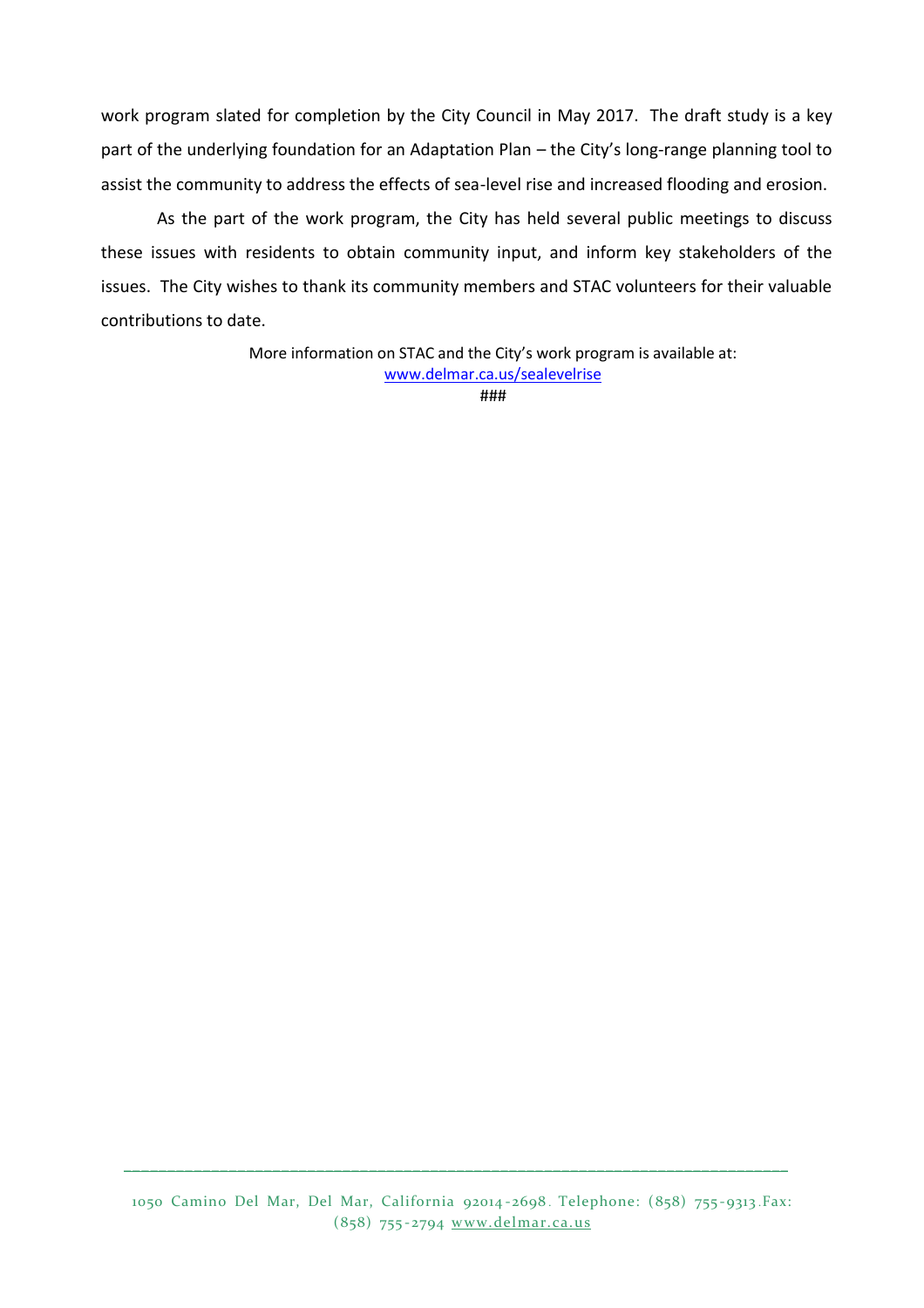work program slated for completion by the City Council in May 2017. The draft study is a key part of the underlying foundation for an Adaptation Plan – the City's long-range planning tool to assist the community to address the effects of sea-level rise and increased flooding and erosion.

As the part of the work program, the City has held several public meetings to discuss these issues with residents to obtain community input, and inform key stakeholders of the issues. The City wishes to thank its community members and STAC volunteers for their valuable contributions to date.

More information on STAC and the City's work program is available at:
www.delmar.ca.us/sealevelrise

###

1050 Camino Del Mar, Del Mar, California 92014-2698. Telephone: (858) 755-9313.Fax: (858) 755-2794 www.delmar.ca.us